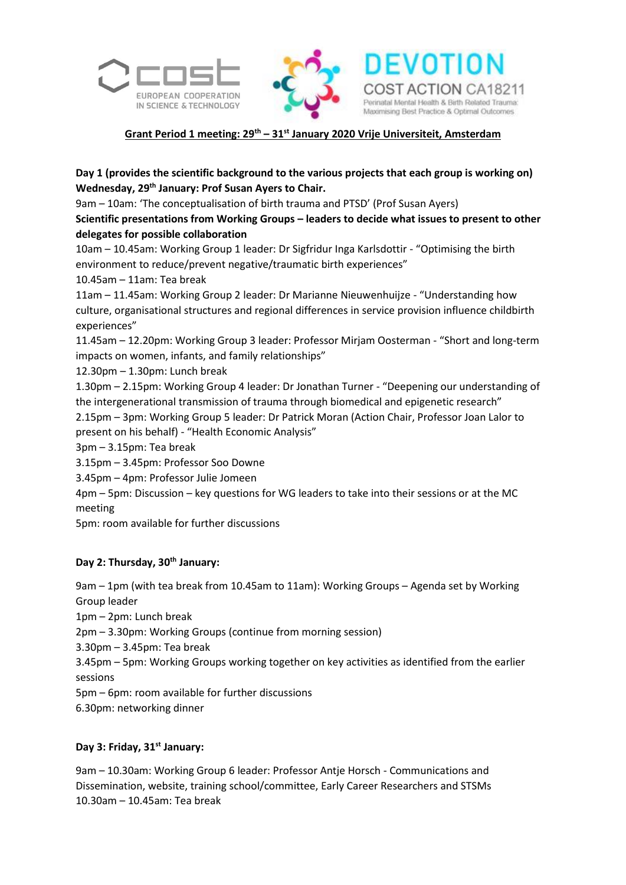COST
EUROPEAN COOPERATION IN SCIENCE & TECHNOLOGY

DEVOTION
COST ACTION CA18211
Perinatal Mental Health & Birth Related Trauma: Maximising Best Practice & Optimal Outcomes

**Grant Period 1 meeting: 29th – 31st January 2020 Vrije Universiteit, Amsterdam**

**Day 1 (provides the scientific background to the various projects that each group is working on)**
**Wednesday, 29th January: Prof Susan Ayers to Chair.**

9am – 10am: 'The conceptualisation of birth trauma and PTSD' (Prof Susan Ayers)

**Scientific presentations from Working Groups – leaders to decide what issues to present to other delegates for possible collaboration**

10am – 10.45am: Working Group 1 leader: Dr Sigfridur Inga Karlsdottir - "Optimising the birth environment to reduce/prevent negative/traumatic birth experiences"

10.45am – 11am: Tea break

11am – 11.45am: Working Group 2 leader: Dr Marianne Nieuwenhuijze - "Understanding how culture, organisational structures and regional differences in service provision influence childbirth experiences"

11.45am – 12.20pm: Working Group 3 leader: Professor Mirjam Oosterman - "Short and long-term impacts on women, infants, and family relationships"

12.30pm – 1.30pm: Lunch break

1.30pm – 2.15pm: Working Group 4 leader: Dr Jonathan Turner - "Deepening our understanding of the intergenerational transmission of trauma through biomedical and epigenetic research"

2.15pm – 3pm: Working Group 5 leader: Dr Patrick Moran (Action Chair, Professor Joan Lalor to present on his behalf) - "Health Economic Analysis"

3pm – 3.15pm: Tea break

3.15pm – 3.45pm: Professor Soo Downe

3.45pm – 4pm: Professor Julie Jomeen

4pm – 5pm: Discussion – key questions for WG leaders to take into their sessions or at the MC meeting

5pm: room available for further discussions

**Day 2: Thursday, 30th January:**

9am – 1pm (with tea break from 10.45am to 11am): Working Groups – Agenda set by Working Group leader

1pm – 2pm: Lunch break

2pm – 3.30pm: Working Groups (continue from morning session)

3.30pm – 3.45pm: Tea break

3.45pm – 5pm: Working Groups working together on key activities as identified from the earlier sessions

5pm – 6pm: room available for further discussions

6.30pm: networking dinner

**Day 3: Friday, 31st January:**

9am – 10.30am: Working Group 6 leader: Professor Antje Horsch - Communications and Dissemination, website, training school/committee, Early Career Researchers and STSMs

10.30am – 10.45am: Tea break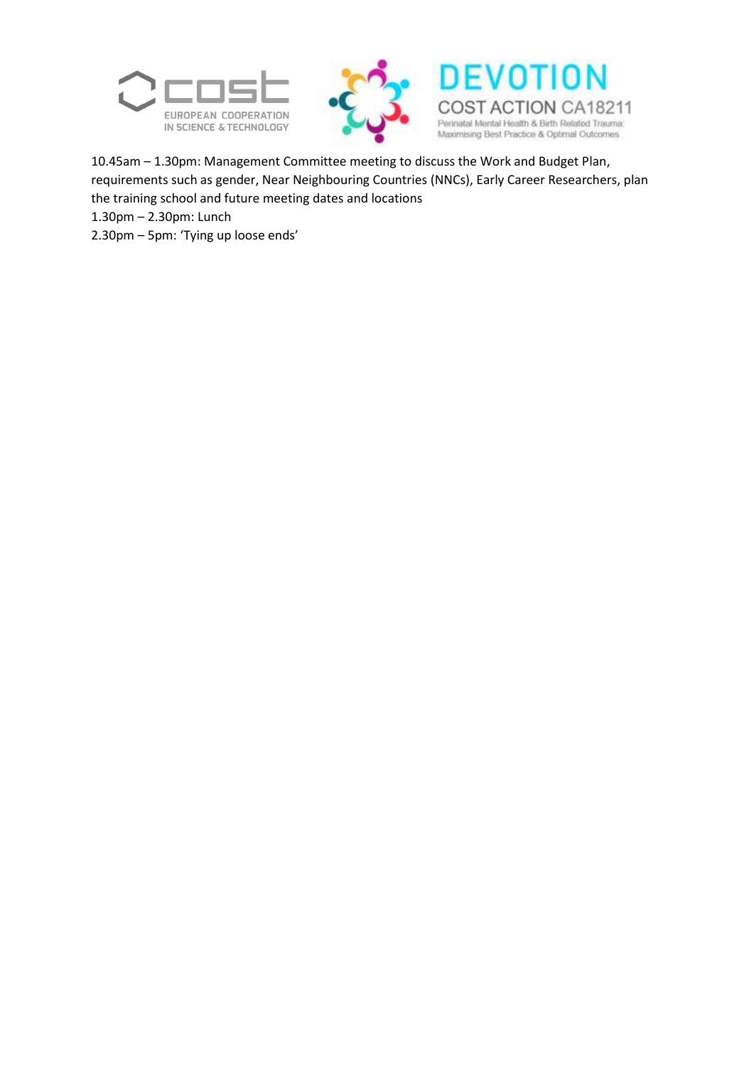10.45am – 1.30pm: Management Committee meeting to discuss the Work and Budget Plan, requirements such as gender, Near Neighbouring Countries (NNCs), Early Career Researchers, plan the training school and future meeting dates and locations

1.30pm – 2.30pm: Lunch

2.30pm – 5pm: 'Tying up loose ends'